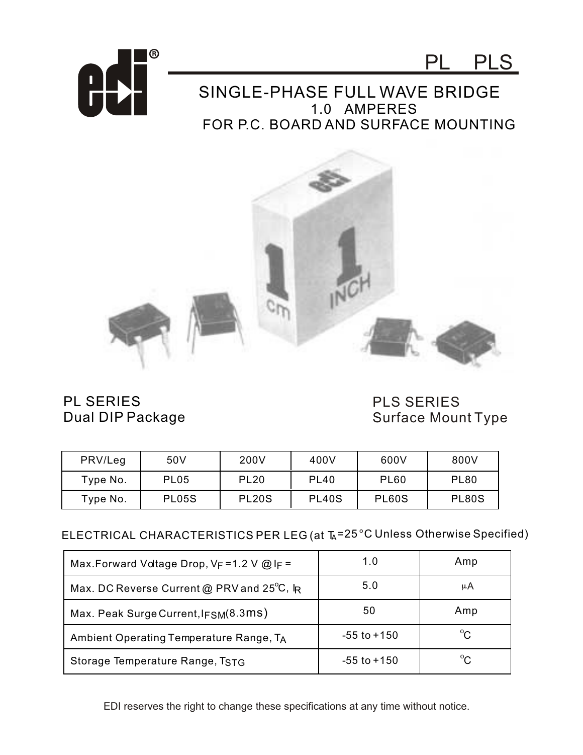# PL PLS

## SINGLE-PHASE FULL WAVE BRIDGE

1.0 AMPERES

FOR P.C. BOARD AND SURFACE MOUNTING

PL SERIES
Dual DIP Package

PLS SERIES
Surface Mount Type

| PRV/Leg | 50V | 200V | 400V | 600V | 800V |
|---|---|---|---|---|---|
| Type No. | PL05 | PL20 | PL40 | PL60 | PL80 |
| Type No. | PL05S | PL20S | PL40S | PL60S | PL80S |

ELECTRICAL CHARACTERISTICS PER LEG (at $T_A$=25 °C Unless Otherwise Specified)

| | | |
|---|---|---|
| Max.Forward Voltage Drop, $V_F$ =1.2 V @ $I_F$ = | 1.0 | Amp |
| Max. DC Reverse Current @ PRV and 25°C, $I_R$ | 5.0 | μA |
| Max. Peak Surge Current, $I_{FSM}$(8.3ms) | 50 | Amp |
| Ambient Operating Temperature Range, $T_A$ | -55 to +150 | °C |
| Storage Temperature Range, $T_{STG}$ | -55 to +150 | °C |

EDI reserves the right to change these specifications at any time without notice.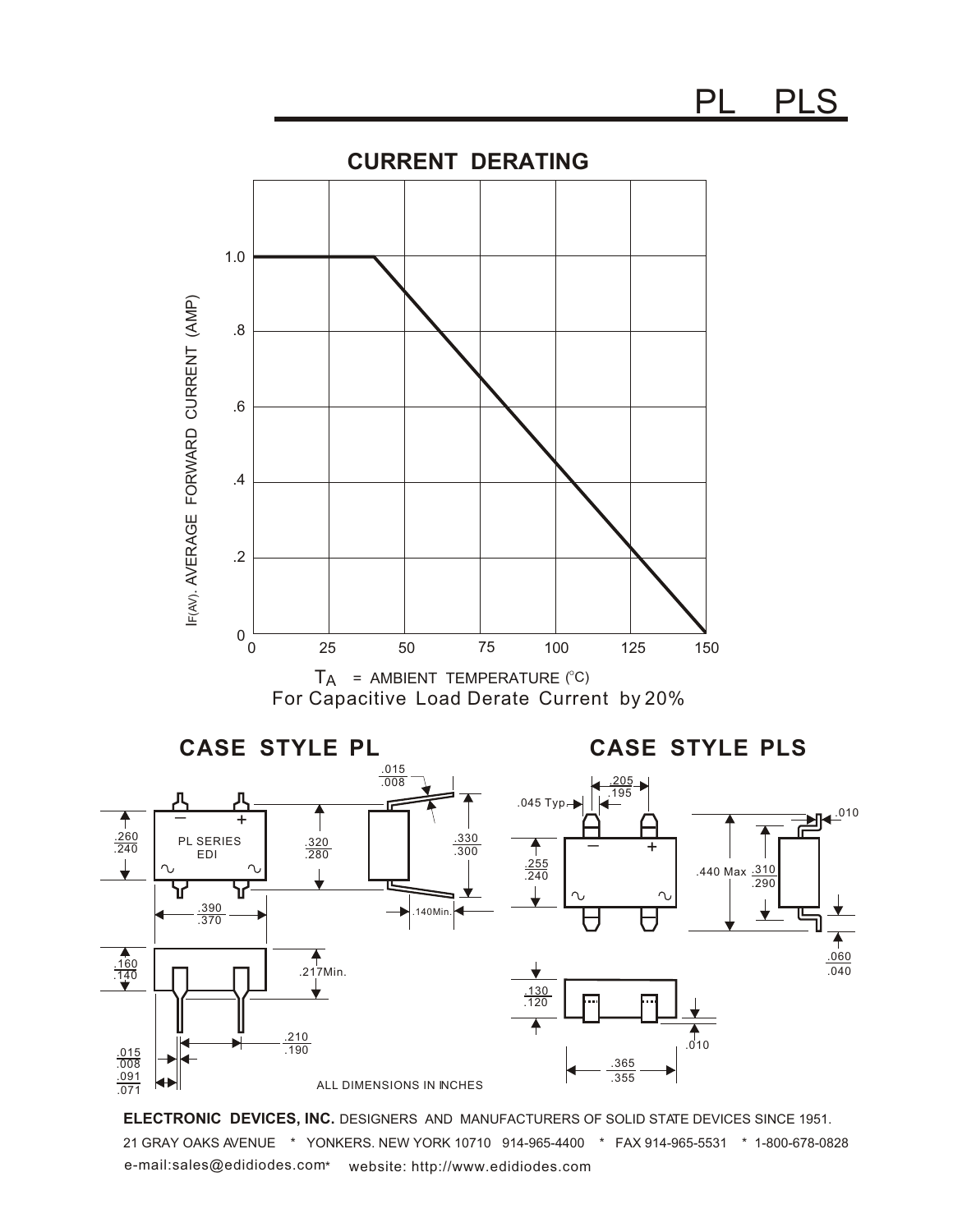## CURRENT DERATING

$I_{F(AV)}$, AVERAGE FORWARD CURRENT (AMP)

1.0
.8
.6
.4
.2
0

0 25 50 75 100 125 150

$T_A$ = AMBIENT TEMPERATURE (°C)

For Capacitive Load Derate Current by 20%

## CASE STYLE PL

PL SERIES
EDI

− +
∿ ∿

.260/.240
.320/.280
.015/.008
.330/.300
.140Min.
.390/.370
.160/.140
.217Min.
.210/.190
.015/.008
.091/.071

ALL DIMENSIONS IN INCHES

## CASE STYLE PLS

− +
∿ ∿

.205/.195
.045 Typ.
.010
.255/.240
.440 Max
.310/.290
.060/.040
.130/.120
.010
.365/.355

**ELECTRONIC DEVICES, INC.** DESIGNERS AND MANUFACTURERS OF SOLID STATE DEVICES SINCE 1951.

21 GRAY OAKS AVENUE * YONKERS. NEW YORK 10710 914-965-4400 * FAX 914-965-5531 * 1-800-678-0828

e-mail:sales@edidiodes.com* website: http://www.edidiodes.com